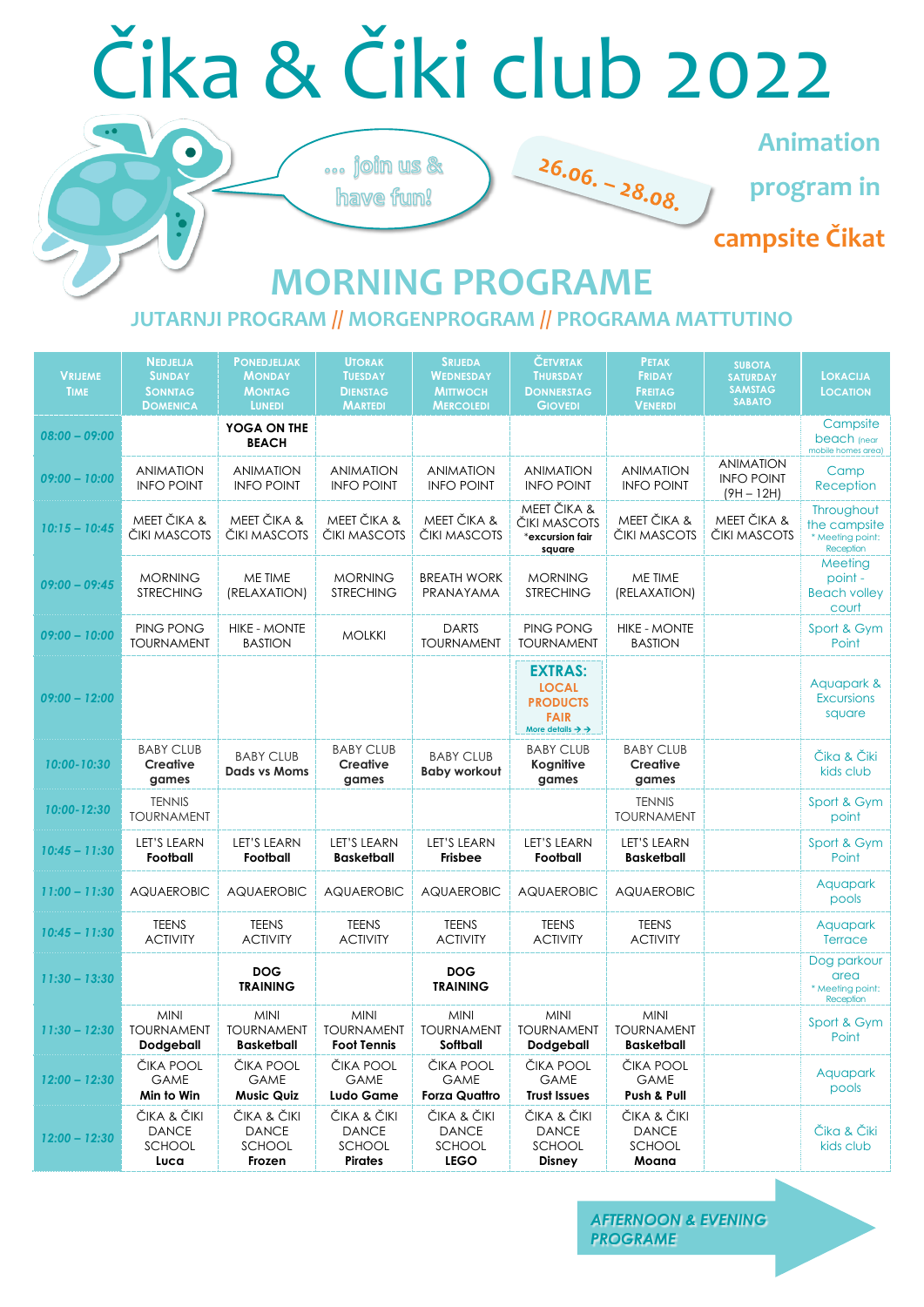# Čika & Čiki club 2022

... join us & have fun!

26.06. – 28.08.

Animation program in campsite Čikat

## MORNING PROGRAME

### JUTARNJI PROGRAM // MORGENPROGRAM // PROGRAMA MATTUTINO

| VRIJEME TIME | NEDJELJA SUNDAY SONNTAG DOMENICA | PONEDJELJAK MONDAY MONTAG LUNEDI | UTORAK TUESDAY DIENSTAG MARTEDI | SRIJEDA WEDNESDAY MITTWOCH MERCOLEDI | ČETVRTAK THURSDAY DONNERSTAG GIOVEDI | PETAK FRIDAY FREITAG VENERDI | SUBOTA SATURDAY SAMSTAG SABATO | LOKACIJA LOCATION |
|---|---|---|---|---|---|---|---|---|
| 08:00 – 09:00 | | **YOGA ON THE BEACH** | | | | | | Campsite beach (near mobile homes area) |
| 09:00 – 10:00 | ANIMATION INFO POINT | ANIMATION INFO POINT | ANIMATION INFO POINT | ANIMATION INFO POINT | ANIMATION INFO POINT | ANIMATION INFO POINT | ANIMATION INFO POINT (9H – 12H) | Camp Reception |
| 10:15 – 10:45 | MEET ČIKA & ČIKI MASCOTS | MEET ČIKA & ČIKI MASCOTS | MEET ČIKA & ČIKI MASCOTS | MEET ČIKA & ČIKI MASCOTS | MEET ČIKA & ČIKI MASCOTS *excursion fair square | MEET ČIKA & ČIKI MASCOTS | MEET ČIKA & ČIKI MASCOTS | Throughout the campsite * Meeting point: Reception |
| 09:00 – 09:45 | MORNING STRECHING | ME TIME (RELAXATION) | MORNING STRECHING | BREATH WORK PRANAYAMA | MORNING STRECHING | ME TIME (RELAXATION) | | Meeting point - Beach volley court |
| 09:00 – 10:00 | PING PONG TOURNAMENT | HIKE - MONTE BASTION | MOLKKI | DARTS TOURNAMENT | PING PONG TOURNAMENT | HIKE - MONTE BASTION | | Sport & Gym Point |
| 09:00 – 12:00 | | | | | **EXTRAS: LOCAL PRODUCTS FAIR** More details → → | | | Aquapark & Excursions square |
| 10:00-10:30 | BABY CLUB **Creative games** | BABY CLUB **Dads vs Moms** | BABY CLUB **Creative games** | BABY CLUB **Baby workout** | BABY CLUB **Kognitive games** | BABY CLUB **Creative games** | | Čika & Čiki kids club |
| 10:00-12:30 | TENNIS TOURNAMENT | | | | | TENNIS TOURNAMENT | | Sport & Gym point |
| 10:45 – 11:30 | LET'S LEARN **Football** | LET'S LEARN **Football** | LET'S LEARN **Basketball** | LET'S LEARN **Frisbee** | LET'S LEARN **Football** | LET'S LEARN **Basketball** | | Sport & Gym Point |
| 11:00 – 11:30 | AQUAEROBIC | AQUAEROBIC | AQUAEROBIC | AQUAEROBIC | AQUAEROBIC | AQUAEROBIC | | Aquapark pools |
| 10:45 – 11:30 | TEENS ACTIVITY | TEENS ACTIVITY | TEENS ACTIVITY | TEENS ACTIVITY | TEENS ACTIVITY | TEENS ACTIVITY | | Aquapark Terrace |
| 11:30 – 13:30 | | **DOG TRAINING** | | **DOG TRAINING** | | | | Dog parkour area * Meeting point: Reception |
| 11:30 – 12:30 | MINI TOURNAMENT **Dodgeball** | MINI TOURNAMENT **Basketball** | MINI TOURNAMENT **Foot Tennis** | MINI TOURNAMENT **Softball** | MINI TOURNAMENT **Dodgeball** | MINI TOURNAMENT **Basketball** | | Sport & Gym Point |
| 12:00 – 12:30 | ČIKA POOL GAME **Min to Win** | ČIKA POOL GAME **Music Quiz** | ČIKA POOL GAME **Ludo Game** | ČIKA POOL GAME **Forza Quattro** | ČIKA POOL GAME **Trust Issues** | ČIKA POOL GAME **Push & Pull** | | Aquapark pools |
| 12:00 – 12:30 | ČIKA & ČIKI DANCE SCHOOL **Luca** | ČIKA & ČIKI DANCE SCHOOL **Frozen** | ČIKA & ČIKI DANCE SCHOOL **Pirates** | ČIKA & ČIKI DANCE SCHOOL **LEGO** | ČIKA & ČIKI DANCE SCHOOL **Disney** | ČIKA & ČIKI DANCE SCHOOL **Moana** | | Čika & Čiki kids club |

AFTERNOON & EVENING PROGRAME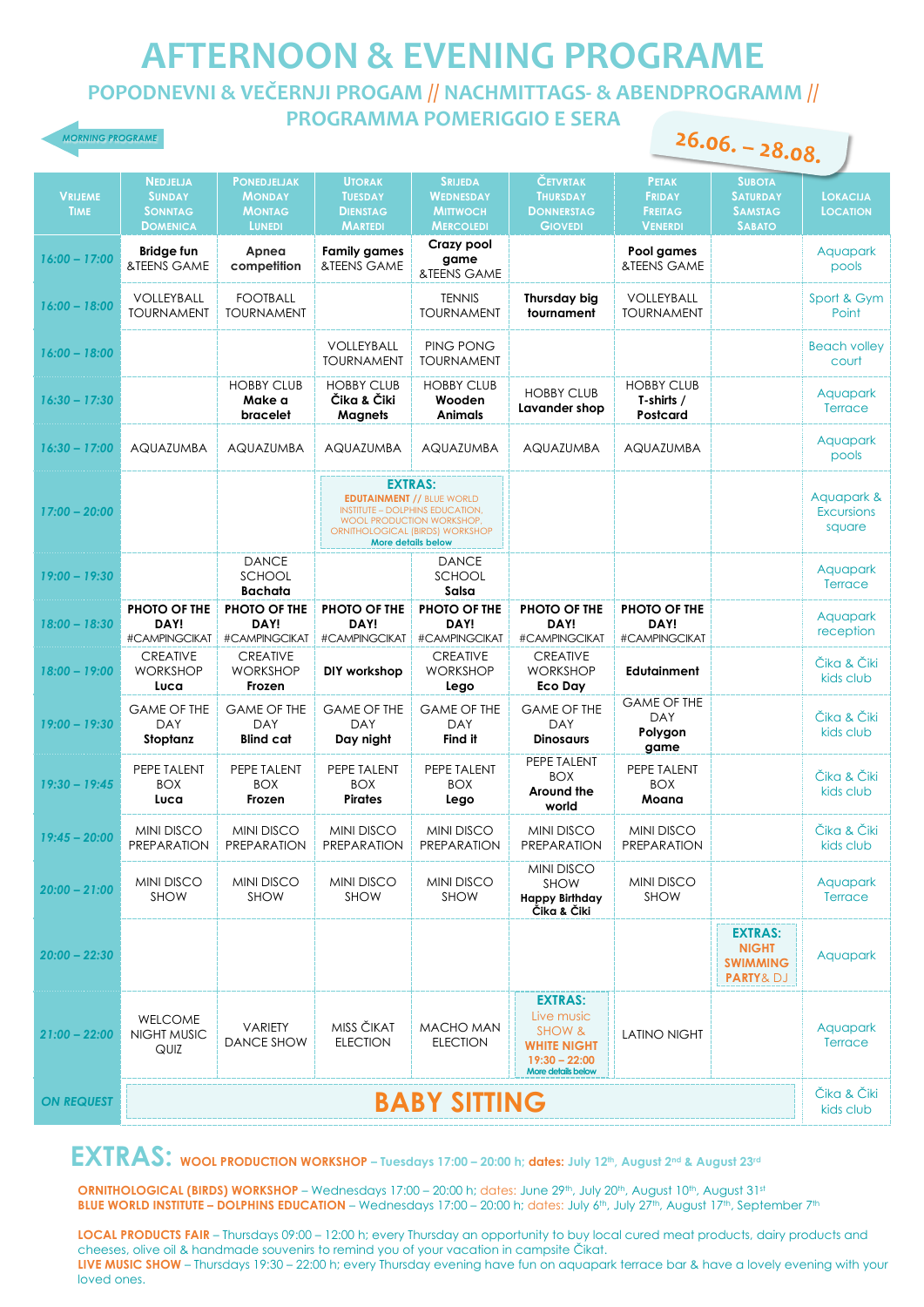# AFTERNOON & EVENING PROGRAME

## POPODNEVNI & VEČERNJI PROGAM // NACHMITTAGS- & ABENDPROGRAMM // PROGRAMMA POMERIGGIO E SERA

MORNING PROGRAME

26.06. – 28.08.

| Vrijeme Time | Nedjelja Sunday Sonntag Domenica | Ponedjeljak Monday Montag Lunedi | Utorak Tuesday Dienstag Martedi | Srijeda Wednesday Mittwoch Mercoledi | Četvrtak Thursday Donnerstag Giovedi | Petak Friday Freitag Venerdi | Subota Saturday Samstag Sabato | Lokacija Location |
|---|---|---|---|---|---|---|---|---|
| 16:00 – 17:00 | **Bridge fun** &TEENS GAME | **Apnea competition** | **Family games** &TEENS GAME | **Crazy pool game** &TEENS GAME | | **Pool games** &TEENS GAME | | Aquapark pools |
| 16:00 – 18:00 | VOLLEYBALL TOURNAMENT | FOOTBALL TOURNAMENT | | TENNIS TOURNAMENT | **Thursday big tournament** | VOLLEYBALL TOURNAMENT | | Sport & Gym Point |
| 16:00 – 18:00 | | | VOLLEYBALL TOURNAMENT | PING PONG TOURNAMENT | | | | Beach volley court |
| 16:30 – 17:30 | | HOBBY CLUB **Make a bracelet** | HOBBY CLUB **Čika & Čiki Magnets** | HOBBY CLUB **Wooden Animals** | HOBBY CLUB **Lavander shop** | HOBBY CLUB **T-shirts / Postcard** | | Aquapark Terrace |
| 16:30 – 17:00 | AQUAZUMBA | AQUAZUMBA | AQUAZUMBA | AQUAZUMBA | AQUAZUMBA | AQUAZUMBA | | Aquapark pools |
| 17:00 – 20:00 | | | **EXTRAS:** EDUTAINMENT // BLUE WORLD INSTITUTE – DOLPHINS EDUCATION, WOOL PRODUCTION WORKSHOP, ORNITHOLOGICAL (BIRDS) WORKSHOP More details below | | | | | Aquapark & Excursions square |
| 19:00 – 19:30 | | DANCE SCHOOL **Bachata** | | DANCE SCHOOL **Salsa** | | | | Aquapark Terrace |
| 18:00 – 18:30 | **PHOTO OF THE DAY!** #CAMPINGCIKAT | **PHOTO OF THE DAY!** #CAMPINGCIKAT | **PHOTO OF THE DAY!** #CAMPINGCIKAT | **PHOTO OF THE DAY!** #CAMPINGCIKAT | **PHOTO OF THE DAY!** #CAMPINGCIKAT | **PHOTO OF THE DAY!** #CAMPINGCIKAT | | Aquapark reception |
| 18:00 – 19:00 | CREATIVE WORKSHOP **Luca** | CREATIVE WORKSHOP **Frozen** | **DIY workshop** | CREATIVE WORKSHOP **Lego** | CREATIVE WORKSHOP **Eco Day** | **Edutainment** | | Čika & Čiki kids club |
| 19:00 – 19:30 | GAME OF THE DAY **Stoptanz** | GAME OF THE DAY **Blind cat** | GAME OF THE DAY **Day night** | GAME OF THE DAY **Find it** | GAME OF THE DAY **Dinosaurs** | GAME OF THE DAY **Polygon game** | | Čika & Čiki kids club |
| 19:30 – 19:45 | PEPE TALENT BOX **Luca** | PEPE TALENT BOX **Frozen** | PEPE TALENT BOX **Pirates** | PEPE TALENT BOX **Lego** | PEPE TALENT BOX **Around the world** | PEPE TALENT BOX **Moana** | | Čika & Čiki kids club |
| 19:45 – 20:00 | MINI DISCO PREPARATION | MINI DISCO PREPARATION | MINI DISCO PREPARATION | MINI DISCO PREPARATION | MINI DISCO PREPARATION | MINI DISCO PREPARATION | | Čika & Čiki kids club |
| 20:00 – 21:00 | MINI DISCO SHOW | MINI DISCO SHOW | MINI DISCO SHOW | MINI DISCO SHOW | MINI DISCO SHOW **Happy Birthday Čika & Čiki** | MINI DISCO SHOW | | Aquapark Terrace |
| 20:00 – 22:30 | | | | | | | **EXTRAS:** NIGHT SWIMMING PARTY& DJ | Aquapark |
| 21:00 – 22:00 | WELCOME NIGHT MUSIC QUIZ | VARIETY DANCE SHOW | MISS ČIKAT ELECTION | MACHO MAN ELECTION | **EXTRAS:** Live music SHOW & WHITE NIGHT 19:30 – 22:00 More details below | LATINO NIGHT | | Aquapark Terrace |
| ON REQUEST | **BABY SITTING** | | | | | | | Čika & Čiki kids club |

## EXTRAS:

**WOOL PRODUCTION WORKSHOP** – Tuesdays 17:00 – 20:00 h; **dates:** July 12th, August 2nd & August 23rd

**ORNITHOLOGICAL (BIRDS) WORKSHOP** – Wednesdays 17:00 – 20:00 h; dates: June 29th, July 20th, August 10th, August 31st

**BLUE WORLD INSTITUTE – DOLPHINS EDUCATION** – Wednesdays 17:00 – 20:00 h; dates: July 6th, July 27th, August 17th, September 7th

**LOCAL PRODUCTS FAIR** – Thursdays 09:00 – 12:00 h; every Thursday an opportunity to buy local cured meat products, dairy products and cheeses, olive oil & handmade souvenirs to remind you of your vacation in campsite Čikat.

**LIVE MUSIC SHOW** – Thursdays 19:30 – 22:00 h; every Thursday evening have fun on aquapark terrace bar & have a lovely evening with your loved ones.